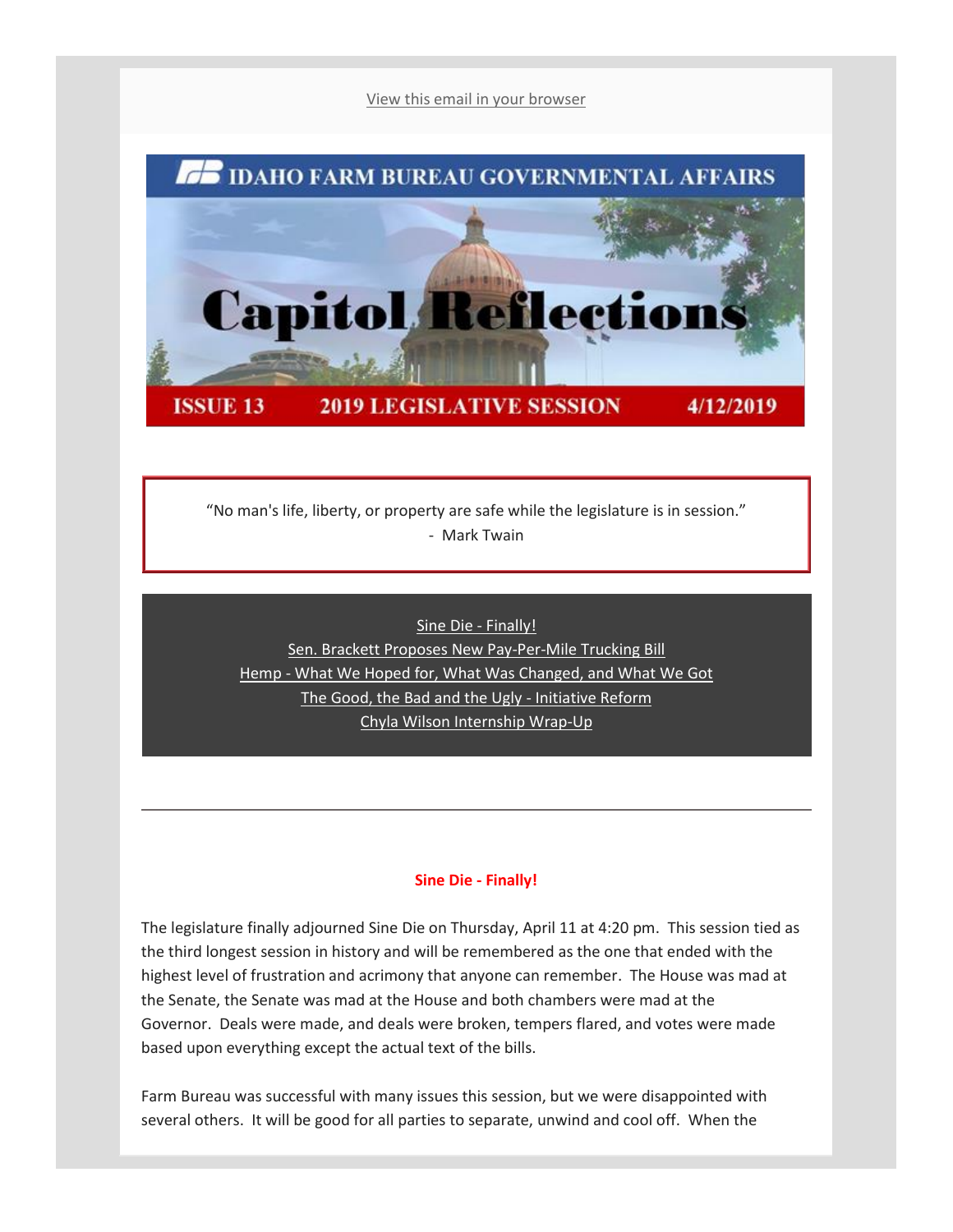View this email in your browser

# IDAHO FARM BUREAU GOVERNMENTAL AFFAIRS

# Capitol Reflections

**ISSUE 13 — 2019 LEGISLATIVE SESSION — 4/12/2019**

> "No man's life, liberty, or property are safe while the legislature is in session."
> \- Mark Twain

- Sine Die - Finally!
- Sen. Brackett Proposes New Pay-Per-Mile Trucking Bill
- Hemp - What We Hoped for, What Was Changed, and What We Got
- The Good, the Bad and the Ugly - Initiative Reform
- Chyla Wilson Internship Wrap-Up

---

## Sine Die - Finally!

The legislature finally adjourned Sine Die on Thursday, April 11 at 4:20 pm. This session tied as the third longest session in history and will be remembered as the one that ended with the highest level of frustration and acrimony that anyone can remember. The House was mad at the Senate, the Senate was mad at the House and both chambers were mad at the Governor. Deals were made, and deals were broken, tempers flared, and votes were made based upon everything except the actual text of the bills.

Farm Bureau was successful with many issues this session, but we were disappointed with several others. It will be good for all parties to separate, unwind and cool off. When the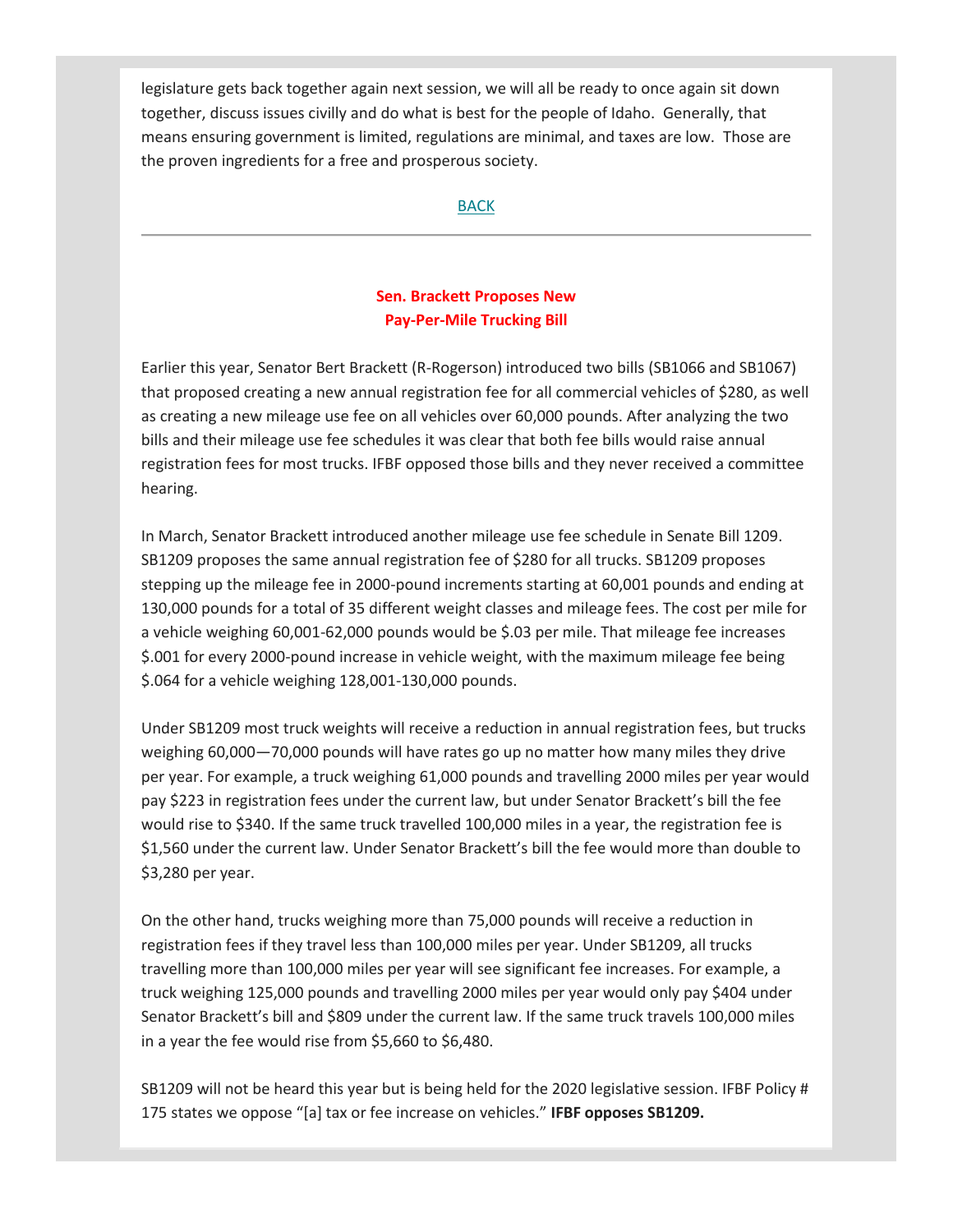legislature gets back together again next session, we will all be ready to once again sit down together, discuss issues civilly and do what is best for the people of Idaho. Generally, that means ensuring government is limited, regulations are minimal, and taxes are low. Those are the proven ingredients for a free and prosperous society.

BACK

---

## Sen. Brackett Proposes New Pay-Per-Mile Trucking Bill

Earlier this year, Senator Bert Brackett (R-Rogerson) introduced two bills (SB1066 and SB1067) that proposed creating a new annual registration fee for all commercial vehicles of $280, as well as creating a new mileage use fee on all vehicles over 60,000 pounds. After analyzing the two bills and their mileage use fee schedules it was clear that both fee bills would raise annual registration fees for most trucks. IFBF opposed those bills and they never received a committee hearing.

In March, Senator Brackett introduced another mileage use fee schedule in Senate Bill 1209. SB1209 proposes the same annual registration fee of $280 for all trucks. SB1209 proposes stepping up the mileage fee in 2000-pound increments starting at 60,001 pounds and ending at 130,000 pounds for a total of 35 different weight classes and mileage fees. The cost per mile for a vehicle weighing 60,001-62,000 pounds would be $.03 per mile. That mileage fee increases $.001 for every 2000-pound increase in vehicle weight, with the maximum mileage fee being $.064 for a vehicle weighing 128,001-130,000 pounds.

Under SB1209 most truck weights will receive a reduction in annual registration fees, but trucks weighing 60,000—70,000 pounds will have rates go up no matter how many miles they drive per year. For example, a truck weighing 61,000 pounds and travelling 2000 miles per year would pay $223 in registration fees under the current law, but under Senator Brackett's bill the fee would rise to $340. If the same truck travelled 100,000 miles in a year, the registration fee is $1,560 under the current law. Under Senator Brackett's bill the fee would more than double to $3,280 per year.

On the other hand, trucks weighing more than 75,000 pounds will receive a reduction in registration fees if they travel less than 100,000 miles per year. Under SB1209, all trucks travelling more than 100,000 miles per year will see significant fee increases. For example, a truck weighing 125,000 pounds and travelling 2000 miles per year would only pay $404 under Senator Brackett's bill and $809 under the current law. If the same truck travels 100,000 miles in a year the fee would rise from $5,660 to $6,480.

SB1209 will not be heard this year but is being held for the 2020 legislative session. IFBF Policy # 175 states we oppose "[a] tax or fee increase on vehicles." **IFBF opposes SB1209.**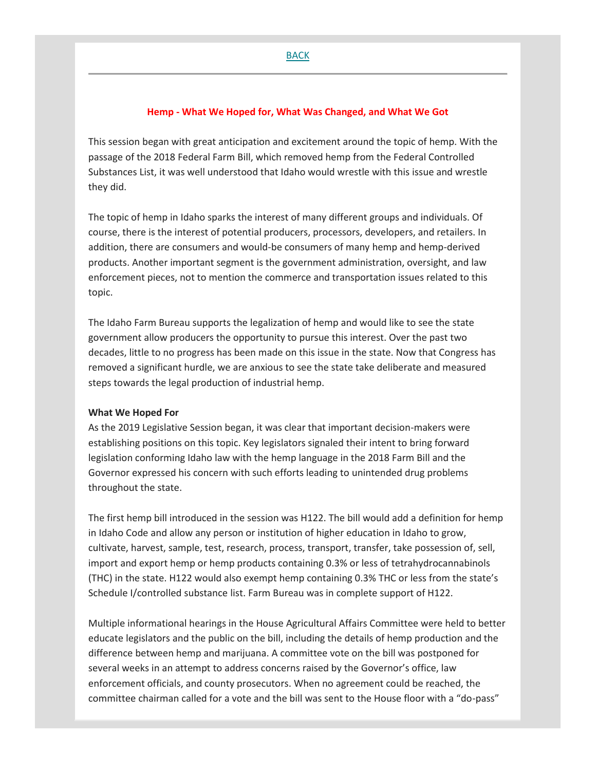BACK

## Hemp - What We Hoped for, What Was Changed, and What We Got

This session began with great anticipation and excitement around the topic of hemp. With the passage of the 2018 Federal Farm Bill, which removed hemp from the Federal Controlled Substances List, it was well understood that Idaho would wrestle with this issue and wrestle they did.

The topic of hemp in Idaho sparks the interest of many different groups and individuals. Of course, there is the interest of potential producers, processors, developers, and retailers. In addition, there are consumers and would-be consumers of many hemp and hemp-derived products. Another important segment is the government administration, oversight, and law enforcement pieces, not to mention the commerce and transportation issues related to this topic.

The Idaho Farm Bureau supports the legalization of hemp and would like to see the state government allow producers the opportunity to pursue this interest. Over the past two decades, little to no progress has been made on this issue in the state. Now that Congress has removed a significant hurdle, we are anxious to see the state take deliberate and measured steps towards the legal production of industrial hemp.

**What We Hoped For**

As the 2019 Legislative Session began, it was clear that important decision-makers were establishing positions on this topic. Key legislators signaled their intent to bring forward legislation conforming Idaho law with the hemp language in the 2018 Farm Bill and the Governor expressed his concern with such efforts leading to unintended drug problems throughout the state.

The first hemp bill introduced in the session was H122. The bill would add a definition for hemp in Idaho Code and allow any person or institution of higher education in Idaho to grow, cultivate, harvest, sample, test, research, process, transport, transfer, take possession of, sell, import and export hemp or hemp products containing 0.3% or less of tetrahydrocannabinols (THC) in the state. H122 would also exempt hemp containing 0.3% THC or less from the state's Schedule I/controlled substance list. Farm Bureau was in complete support of H122.

Multiple informational hearings in the House Agricultural Affairs Committee were held to better educate legislators and the public on the bill, including the details of hemp production and the difference between hemp and marijuana. A committee vote on the bill was postponed for several weeks in an attempt to address concerns raised by the Governor's office, law enforcement officials, and county prosecutors. When no agreement could be reached, the committee chairman called for a vote and the bill was sent to the House floor with a "do-pass"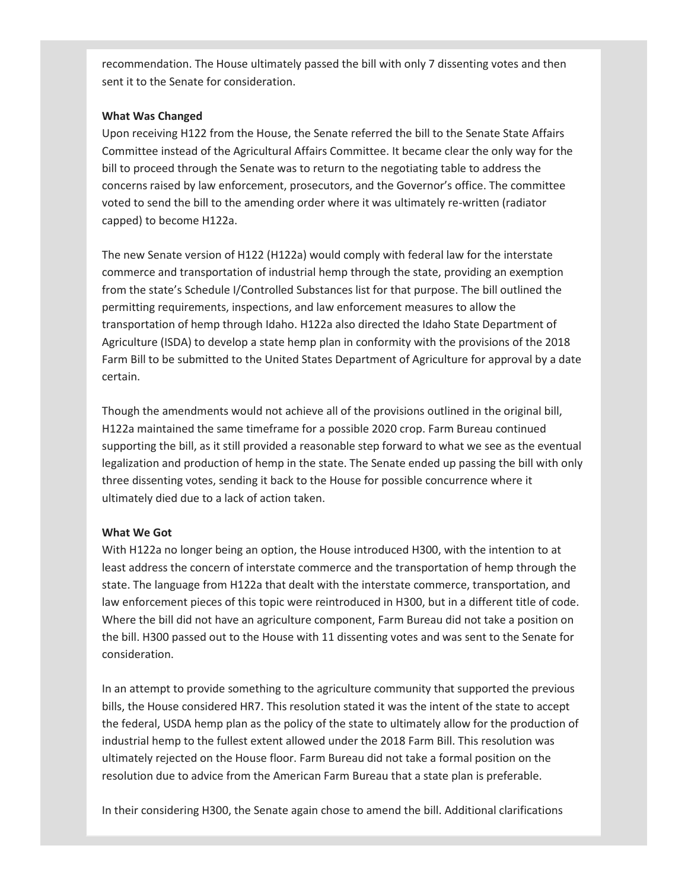recommendation. The House ultimately passed the bill with only 7 dissenting votes and then sent it to the Senate for consideration.

**What Was Changed**

Upon receiving H122 from the House, the Senate referred the bill to the Senate State Affairs Committee instead of the Agricultural Affairs Committee. It became clear the only way for the bill to proceed through the Senate was to return to the negotiating table to address the concerns raised by law enforcement, prosecutors, and the Governor's office. The committee voted to send the bill to the amending order where it was ultimately re-written (radiator capped) to become H122a.

The new Senate version of H122 (H122a) would comply with federal law for the interstate commerce and transportation of industrial hemp through the state, providing an exemption from the state's Schedule I/Controlled Substances list for that purpose. The bill outlined the permitting requirements, inspections, and law enforcement measures to allow the transportation of hemp through Idaho. H122a also directed the Idaho State Department of Agriculture (ISDA) to develop a state hemp plan in conformity with the provisions of the 2018 Farm Bill to be submitted to the United States Department of Agriculture for approval by a date certain.

Though the amendments would not achieve all of the provisions outlined in the original bill, H122a maintained the same timeframe for a possible 2020 crop. Farm Bureau continued supporting the bill, as it still provided a reasonable step forward to what we see as the eventual legalization and production of hemp in the state. The Senate ended up passing the bill with only three dissenting votes, sending it back to the House for possible concurrence where it ultimately died due to a lack of action taken.

**What We Got**

With H122a no longer being an option, the House introduced H300, with the intention to at least address the concern of interstate commerce and the transportation of hemp through the state. The language from H122a that dealt with the interstate commerce, transportation, and law enforcement pieces of this topic were reintroduced in H300, but in a different title of code. Where the bill did not have an agriculture component, Farm Bureau did not take a position on the bill. H300 passed out to the House with 11 dissenting votes and was sent to the Senate for consideration.

In an attempt to provide something to the agriculture community that supported the previous bills, the House considered HR7. This resolution stated it was the intent of the state to accept the federal, USDA hemp plan as the policy of the state to ultimately allow for the production of industrial hemp to the fullest extent allowed under the 2018 Farm Bill. This resolution was ultimately rejected on the House floor. Farm Bureau did not take a formal position on the resolution due to advice from the American Farm Bureau that a state plan is preferable.

In their considering H300, the Senate again chose to amend the bill. Additional clarifications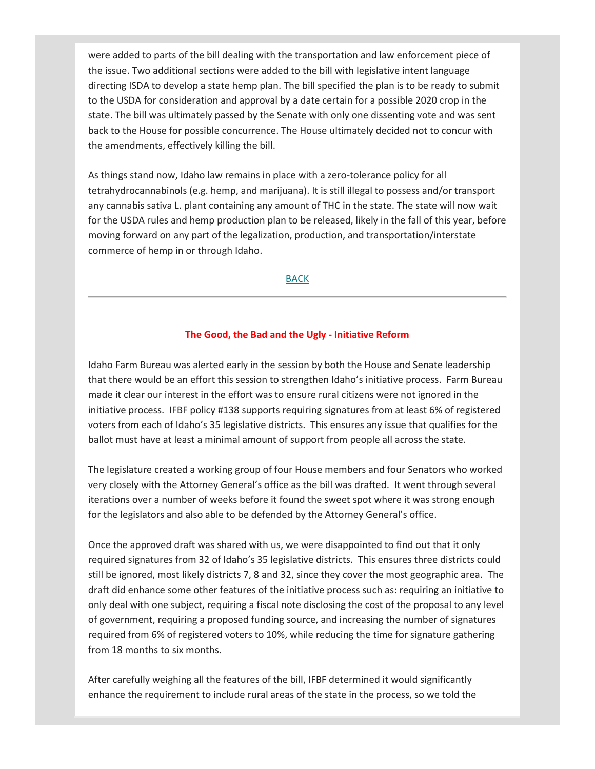were added to parts of the bill dealing with the transportation and law enforcement piece of the issue. Two additional sections were added to the bill with legislative intent language directing ISDA to develop a state hemp plan. The bill specified the plan is to be ready to submit to the USDA for consideration and approval by a date certain for a possible 2020 crop in the state. The bill was ultimately passed by the Senate with only one dissenting vote and was sent back to the House for possible concurrence. The House ultimately decided not to concur with the amendments, effectively killing the bill.

As things stand now, Idaho law remains in place with a zero-tolerance policy for all tetrahydrocannabinols (e.g. hemp, and marijuana). It is still illegal to possess and/or transport any cannabis sativa L. plant containing any amount of THC in the state. The state will now wait for the USDA rules and hemp production plan to be released, likely in the fall of this year, before moving forward on any part of the legalization, production, and transportation/interstate commerce of hemp in or through Idaho.

BACK

---

### The Good, the Bad and the Ugly - Initiative Reform

Idaho Farm Bureau was alerted early in the session by both the House and Senate leadership that there would be an effort this session to strengthen Idaho's initiative process. Farm Bureau made it clear our interest in the effort was to ensure rural citizens were not ignored in the initiative process. IFBF policy #138 supports requiring signatures from at least 6% of registered voters from each of Idaho's 35 legislative districts. This ensures any issue that qualifies for the ballot must have at least a minimal amount of support from people all across the state.

The legislature created a working group of four House members and four Senators who worked very closely with the Attorney General's office as the bill was drafted. It went through several iterations over a number of weeks before it found the sweet spot where it was strong enough for the legislators and also able to be defended by the Attorney General's office.

Once the approved draft was shared with us, we were disappointed to find out that it only required signatures from 32 of Idaho's 35 legislative districts. This ensures three districts could still be ignored, most likely districts 7, 8 and 32, since they cover the most geographic area. The draft did enhance some other features of the initiative process such as: requiring an initiative to only deal with one subject, requiring a fiscal note disclosing the cost of the proposal to any level of government, requiring a proposed funding source, and increasing the number of signatures required from 6% of registered voters to 10%, while reducing the time for signature gathering from 18 months to six months.

After carefully weighing all the features of the bill, IFBF determined it would significantly enhance the requirement to include rural areas of the state in the process, so we told the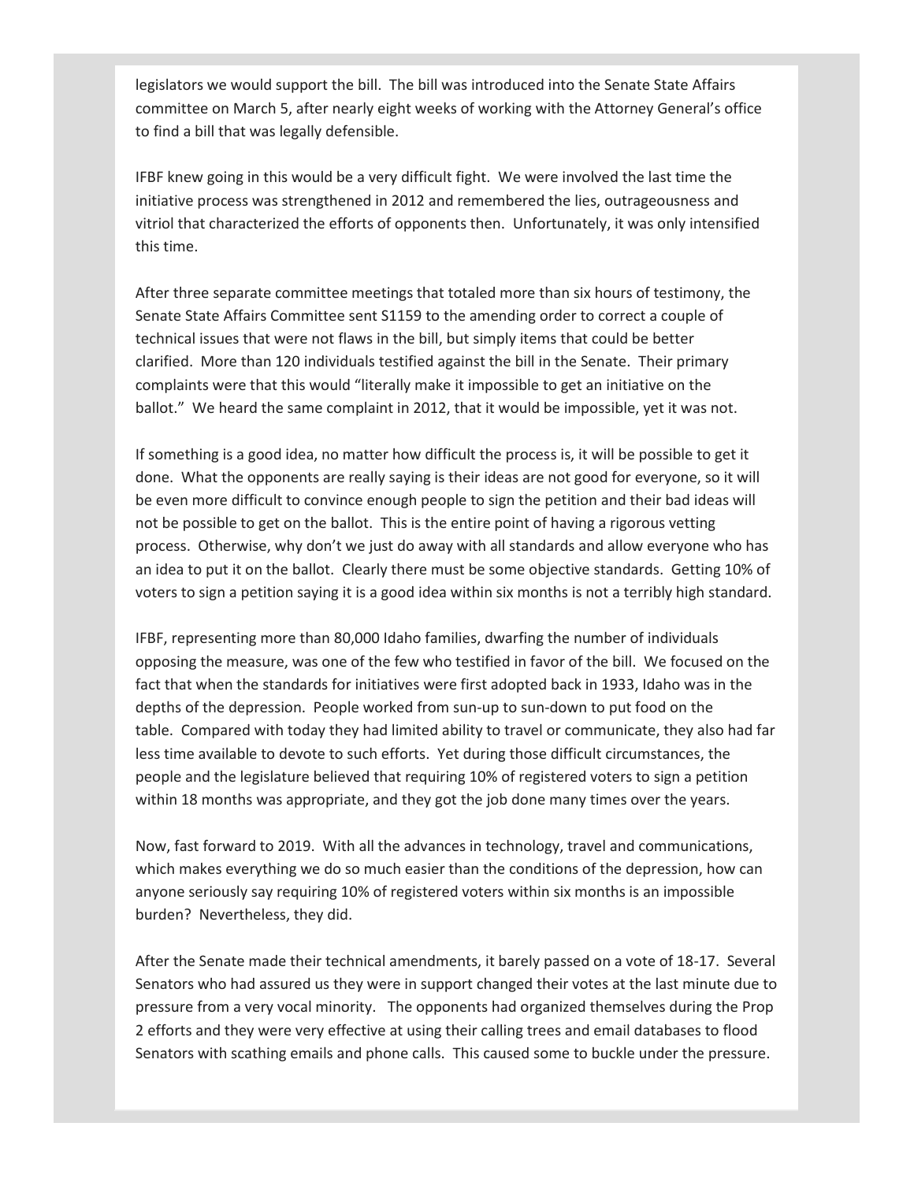legislators we would support the bill. The bill was introduced into the Senate State Affairs committee on March 5, after nearly eight weeks of working with the Attorney General's office to find a bill that was legally defensible.

IFBF knew going in this would be a very difficult fight. We were involved the last time the initiative process was strengthened in 2012 and remembered the lies, outrageousness and vitriol that characterized the efforts of opponents then. Unfortunately, it was only intensified this time.

After three separate committee meetings that totaled more than six hours of testimony, the Senate State Affairs Committee sent S1159 to the amending order to correct a couple of technical issues that were not flaws in the bill, but simply items that could be better clarified. More than 120 individuals testified against the bill in the Senate. Their primary complaints were that this would "literally make it impossible to get an initiative on the ballot." We heard the same complaint in 2012, that it would be impossible, yet it was not.

If something is a good idea, no matter how difficult the process is, it will be possible to get it done. What the opponents are really saying is their ideas are not good for everyone, so it will be even more difficult to convince enough people to sign the petition and their bad ideas will not be possible to get on the ballot. This is the entire point of having a rigorous vetting process. Otherwise, why don't we just do away with all standards and allow everyone who has an idea to put it on the ballot. Clearly there must be some objective standards. Getting 10% of voters to sign a petition saying it is a good idea within six months is not a terribly high standard.

IFBF, representing more than 80,000 Idaho families, dwarfing the number of individuals opposing the measure, was one of the few who testified in favor of the bill. We focused on the fact that when the standards for initiatives were first adopted back in 1933, Idaho was in the depths of the depression. People worked from sun-up to sun-down to put food on the table. Compared with today they had limited ability to travel or communicate, they also had far less time available to devote to such efforts. Yet during those difficult circumstances, the people and the legislature believed that requiring 10% of registered voters to sign a petition within 18 months was appropriate, and they got the job done many times over the years.

Now, fast forward to 2019. With all the advances in technology, travel and communications, which makes everything we do so much easier than the conditions of the depression, how can anyone seriously say requiring 10% of registered voters within six months is an impossible burden? Nevertheless, they did.

After the Senate made their technical amendments, it barely passed on a vote of 18-17. Several Senators who had assured us they were in support changed their votes at the last minute due to pressure from a very vocal minority. The opponents had organized themselves during the Prop 2 efforts and they were very effective at using their calling trees and email databases to flood Senators with scathing emails and phone calls. This caused some to buckle under the pressure.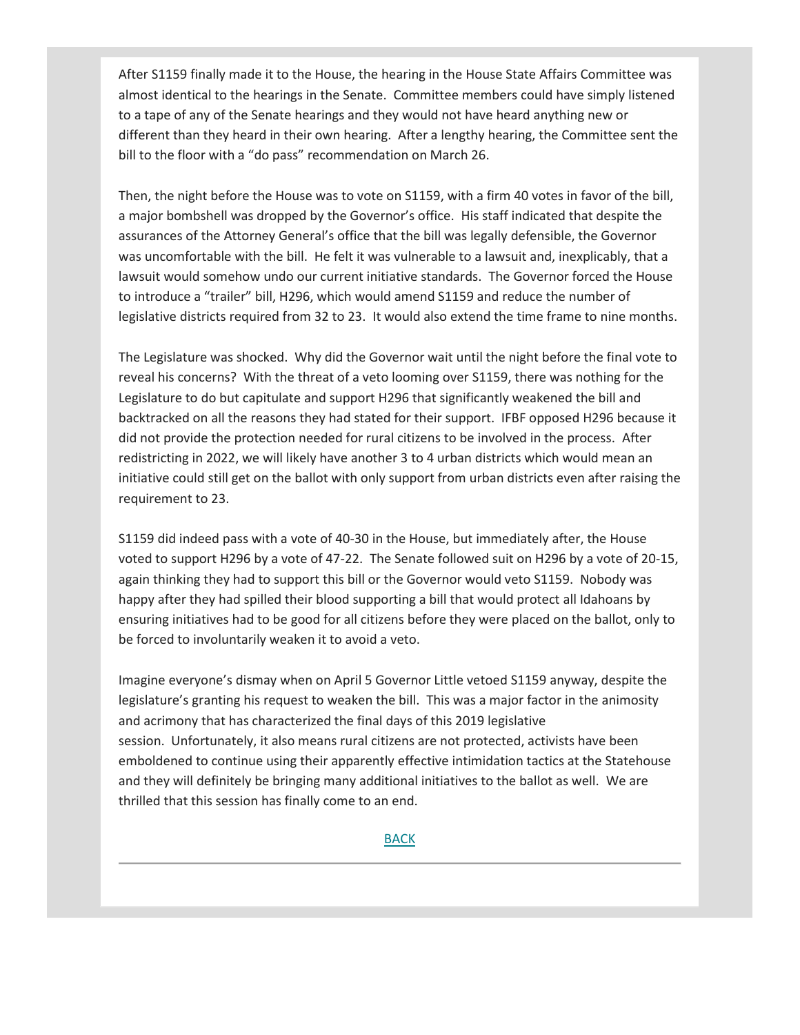After S1159 finally made it to the House, the hearing in the House State Affairs Committee was almost identical to the hearings in the Senate. Committee members could have simply listened to a tape of any of the Senate hearings and they would not have heard anything new or different than they heard in their own hearing. After a lengthy hearing, the Committee sent the bill to the floor with a "do pass" recommendation on March 26.

Then, the night before the House was to vote on S1159, with a firm 40 votes in favor of the bill, a major bombshell was dropped by the Governor's office. His staff indicated that despite the assurances of the Attorney General's office that the bill was legally defensible, the Governor was uncomfortable with the bill. He felt it was vulnerable to a lawsuit and, inexplicably, that a lawsuit would somehow undo our current initiative standards. The Governor forced the House to introduce a "trailer" bill, H296, which would amend S1159 and reduce the number of legislative districts required from 32 to 23. It would also extend the time frame to nine months.

The Legislature was shocked. Why did the Governor wait until the night before the final vote to reveal his concerns? With the threat of a veto looming over S1159, there was nothing for the Legislature to do but capitulate and support H296 that significantly weakened the bill and backtracked on all the reasons they had stated for their support. IFBF opposed H296 because it did not provide the protection needed for rural citizens to be involved in the process. After redistricting in 2022, we will likely have another 3 to 4 urban districts which would mean an initiative could still get on the ballot with only support from urban districts even after raising the requirement to 23.

S1159 did indeed pass with a vote of 40-30 in the House, but immediately after, the House voted to support H296 by a vote of 47-22. The Senate followed suit on H296 by a vote of 20-15, again thinking they had to support this bill or the Governor would veto S1159. Nobody was happy after they had spilled their blood supporting a bill that would protect all Idahoans by ensuring initiatives had to be good for all citizens before they were placed on the ballot, only to be forced to involuntarily weaken it to avoid a veto.

Imagine everyone's dismay when on April 5 Governor Little vetoed S1159 anyway, despite the legislature's granting his request to weaken the bill. This was a major factor in the animosity and acrimony that has characterized the final days of this 2019 legislative session. Unfortunately, it also means rural citizens are not protected, activists have been emboldened to continue using their apparently effective intimidation tactics at the Statehouse and they will definitely be bringing many additional initiatives to the ballot as well. We are thrilled that this session has finally come to an end.

BACK

---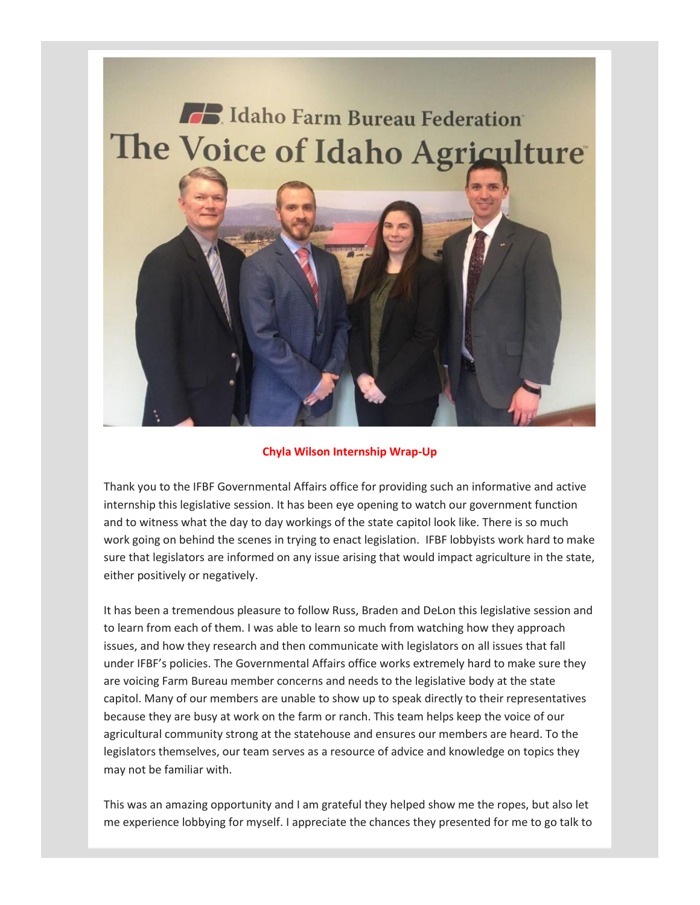**Chyla Wilson Internship Wrap-Up**

Thank you to the IFBF Governmental Affairs office for providing such an informative and active internship this legislative session. It has been eye opening to watch our government function and to witness what the day to day workings of the state capitol look like. There is so much work going on behind the scenes in trying to enact legislation. IFBF lobbyists work hard to make sure that legislators are informed on any issue arising that would impact agriculture in the state, either positively or negatively.

It has been a tremendous pleasure to follow Russ, Braden and DeLon this legislative session and to learn from each of them. I was able to learn so much from watching how they approach issues, and how they research and then communicate with legislators on all issues that fall under IFBF's policies. The Governmental Affairs office works extremely hard to make sure they are voicing Farm Bureau member concerns and needs to the legislative body at the state capitol. Many of our members are unable to show up to speak directly to their representatives because they are busy at work on the farm or ranch. This team helps keep the voice of our agricultural community strong at the statehouse and ensures our members are heard. To the legislators themselves, our team serves as a resource of advice and knowledge on topics they may not be familiar with.

This was an amazing opportunity and I am grateful they helped show me the ropes, but also let me experience lobbying for myself. I appreciate the chances they presented for me to go talk to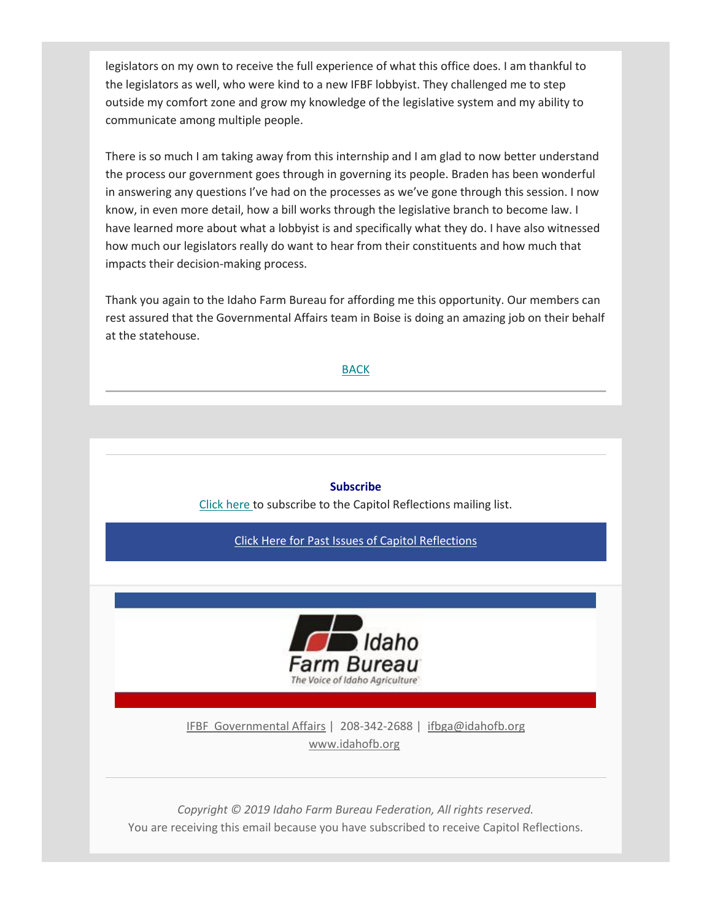legislators on my own to receive the full experience of what this office does. I am thankful to the legislators as well, who were kind to a new IFBF lobbyist. They challenged me to step outside my comfort zone and grow my knowledge of the legislative system and my ability to communicate among multiple people.

There is so much I am taking away from this internship and I am glad to now better understand the process our government goes through in governing its people. Braden has been wonderful in answering any questions I've had on the processes as we've gone through this session. I now know, in even more detail, how a bill works through the legislative branch to become law. I have learned more about what a lobbyist is and specifically what they do. I have also witnessed how much our legislators really do want to hear from their constituents and how much that impacts their decision-making process.

Thank you again to the Idaho Farm Bureau for affording me this opportunity. Our members can rest assured that the Governmental Affairs team in Boise is doing an amazing job on their behalf at the statehouse.

BACK

---

**Subscribe**

Click here to subscribe to the Capitol Reflections mailing list.

Click Here for Past Issues of Capitol Reflections

Idaho Farm Bureau

The Voice of Idaho Agriculture

IFBF Governmental Affairs | 208-342-2688 | ifbga@idahofb.org

www.idahofb.org

---

*Copyright © 2019 Idaho Farm Bureau Federation, All rights reserved.*

You are receiving this email because you have subscribed to receive Capitol Reflections.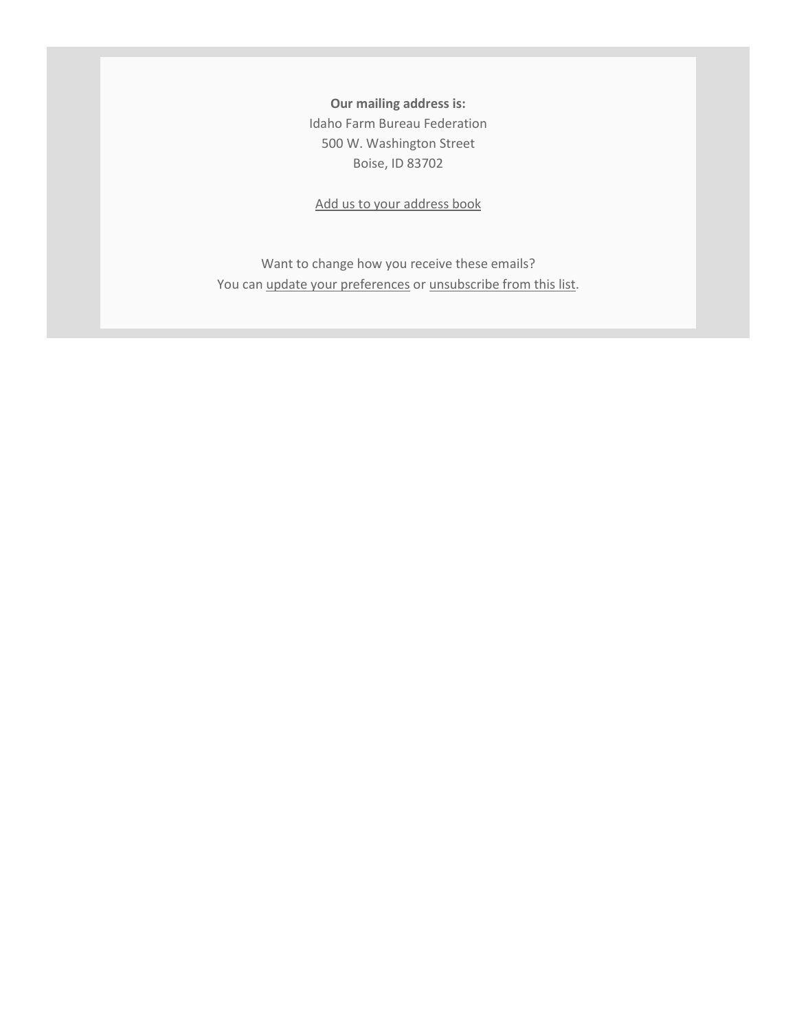**Our mailing address is:**
Idaho Farm Bureau Federation
500 W. Washington Street
Boise, ID 83702

Add us to your address book

Want to change how you receive these emails?
You can update your preferences or unsubscribe from this list.